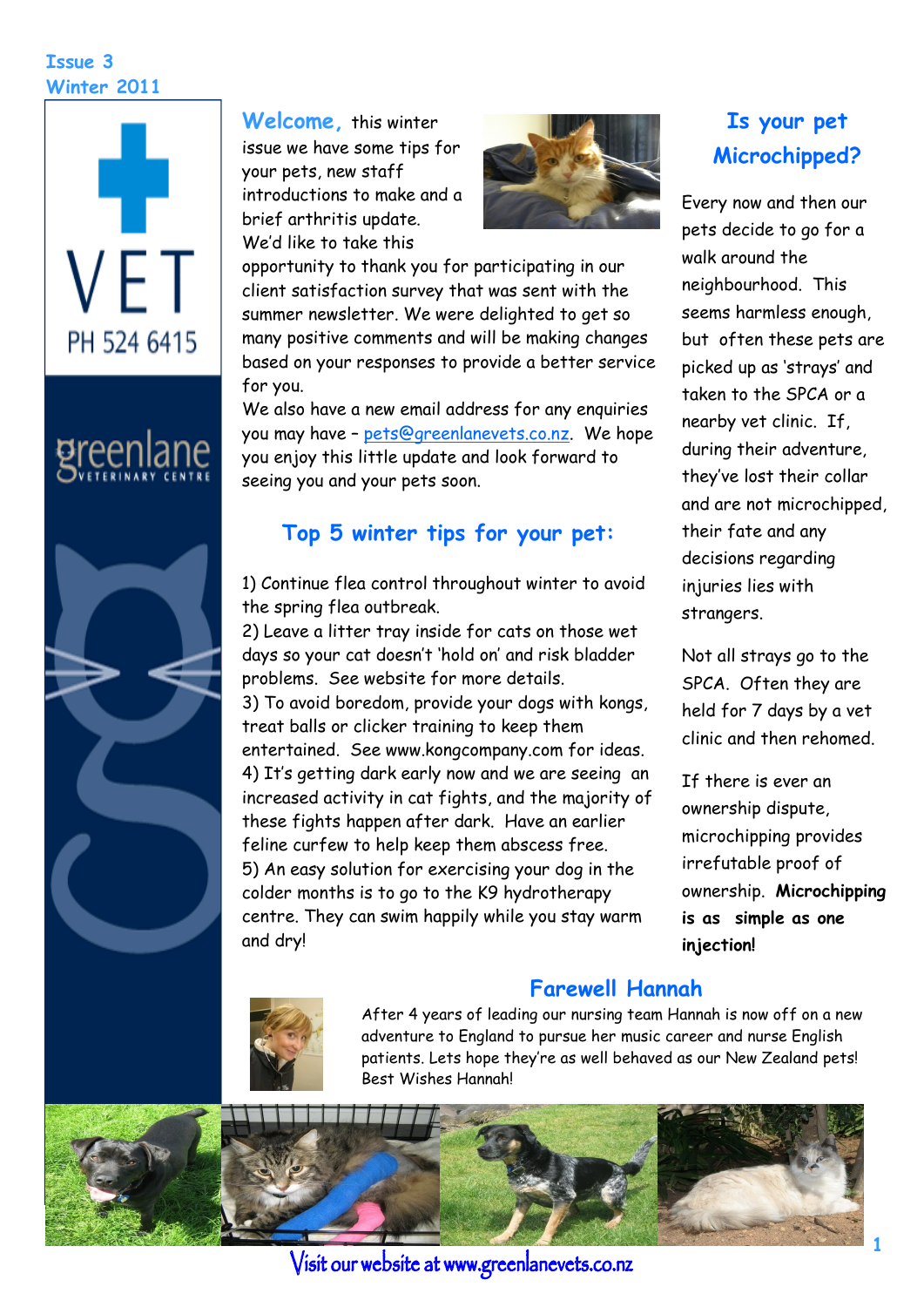Issue 3
Winter 2011

VET
PH 524 6415

greenlane
VETERINARY CENTRE

## Welcome,

this winter issue we have some tips for your pets, new staff introductions to make and a brief arthritis update.

We'd like to take this opportunity to thank you for participating in our client satisfaction survey that was sent with the summer newsletter. We were delighted to get so many positive comments and will be making changes based on your responses to provide a better service for you.

We also have a new email address for any enquiries you may have – pets@greenlanevets.co.nz. We hope you enjoy this little update and look forward to seeing you and your pets soon.

## Top 5 winter tips for your pet:

1) Continue flea control throughout winter to avoid the spring flea outbreak.
2) Leave a litter tray inside for cats on those wet days so your cat doesn't 'hold on' and risk bladder problems. See website for more details.
3) To avoid boredom, provide your dogs with kongs, treat balls or clicker training to keep them entertained. See www.kongcompany.com for ideas.
4) It's getting dark early now and we are seeing an increased activity in cat fights, and the majority of these fights happen after dark. Have an earlier feline curfew to help keep them abscess free.
5) An easy solution for exercising your dog in the colder months is to go to the K9 hydrotherapy centre. They can swim happily while you stay warm and dry!

## Is your pet Microchipped?

Every now and then our pets decide to go for a walk around the neighbourhood. This seems harmless enough, but often these pets are picked up as 'strays' and taken to the SPCA or a nearby vet clinic. If, during their adventure, they've lost their collar and are not microchipped, their fate and any decisions regarding injuries lies with strangers.

Not all strays go to the SPCA. Often they are held for 7 days by a vet clinic and then rehomed.

If there is ever an ownership dispute, microchipping provides irrefutable proof of ownership. **Microchipping is as simple as one injection!**

## Farewell Hannah

After 4 years of leading our nursing team Hannah is now off on a new adventure to England to pursue her music career and nurse English patients. Lets hope they're as well behaved as our New Zealand pets! Best Wishes Hannah!

Visit our website at www.greenlanevets.co.nz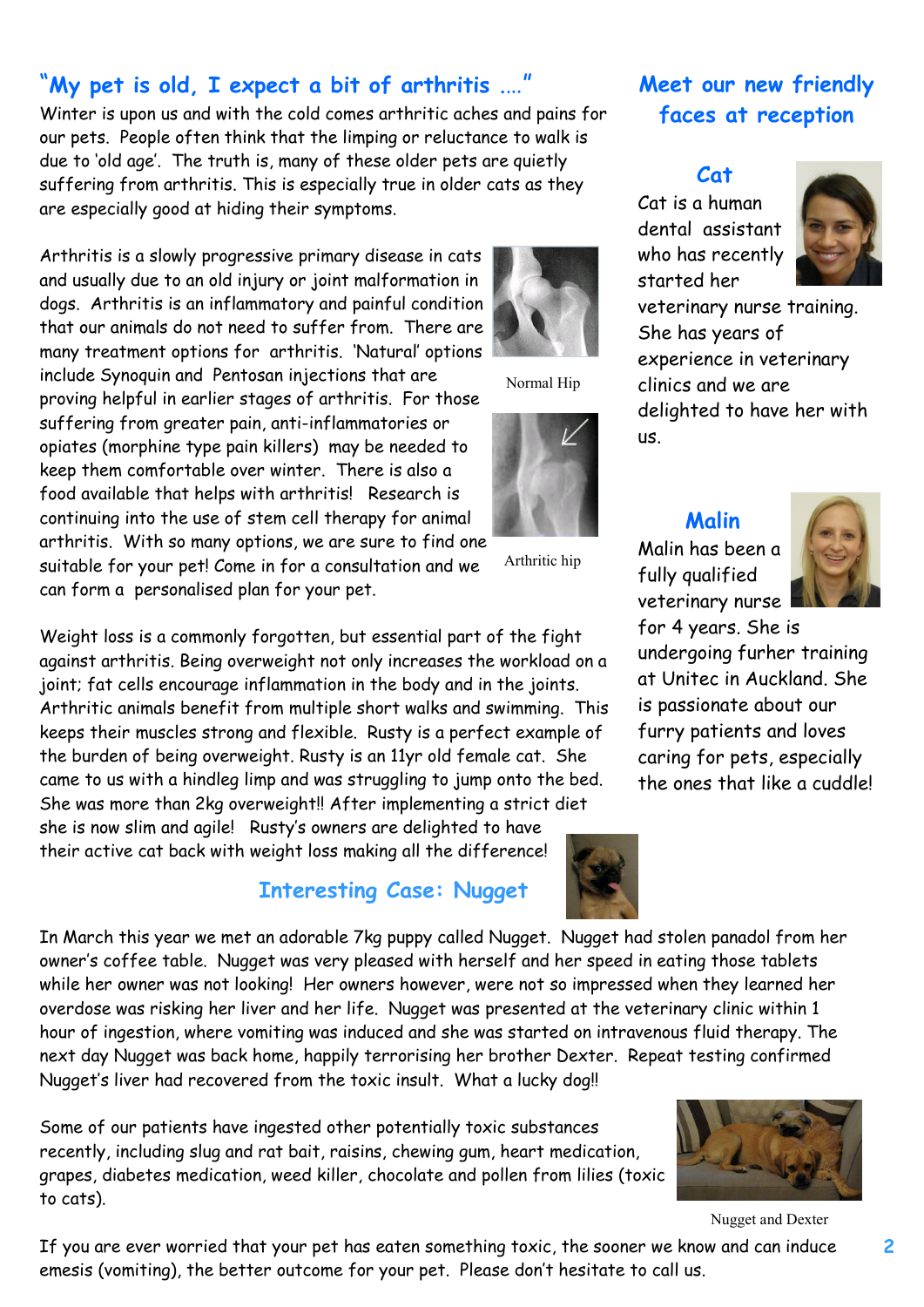## "My pet is old, I expect a bit of arthritis ...."

Winter is upon us and with the cold comes arthritic aches and pains for our pets. People often think that the limping or reluctance to walk is due to 'old age'. The truth is, many of these older pets are quietly suffering from arthritis. This is especially true in older cats as they are especially good at hiding their symptoms.

Arthritis is a slowly progressive primary disease in cats and usually due to an old injury or joint malformation in dogs. Arthritis is an inflammatory and painful condition that our animals do not need to suffer from. There are many treatment options for arthritis. 'Natural' options include Synoquin and Pentosan injections that are proving helpful in earlier stages of arthritis. For those suffering from greater pain, anti-inflammatories or opiates (morphine type pain killers) may be needed to keep them comfortable over winter. There is also a food available that helps with arthritis! Research is continuing into the use of stem cell therapy for animal arthritis. With so many options, we are sure to find one suitable for your pet! Come in for a consultation and we can form a personalised plan for your pet.

Normal Hip

Arthritic hip

Weight loss is a commonly forgotten, but essential part of the fight against arthritis. Being overweight not only increases the workload on a joint; fat cells encourage inflammation in the body and in the joints. Arthritic animals benefit from multiple short walks and swimming. This keeps their muscles strong and flexible. Rusty is a perfect example of the burden of being overweight. Rusty is an 11yr old female cat. She came to us with a hindleg limp and was struggling to jump onto the bed. She was more than 2kg overweight!! After implementing a strict diet she is now slim and agile! Rusty's owners are delighted to have their active cat back with weight loss making all the difference!

## Meet our new friendly faces at reception

### Cat

Cat is a human dental assistant who has recently started her veterinary nurse training. She has years of experience in veterinary clinics and we are delighted to have her with us.

### Malin

Malin has been a fully qualified veterinary nurse for 4 years. She is undergoing furher training at Unitec in Auckland. She is passionate about our furry patients and loves caring for pets, especially the ones that like a cuddle!

## Interesting Case: Nugget

In March this year we met an adorable 7kg puppy called Nugget. Nugget had stolen panadol from her owner's coffee table. Nugget was very pleased with herself and her speed in eating those tablets while her owner was not looking! Her owners however, were not so impressed when they learned her overdose was risking her liver and her life. Nugget was presented at the veterinary clinic within 1 hour of ingestion, where vomiting was induced and she was started on intravenous fluid therapy. The next day Nugget was back home, happily terrorising her brother Dexter. Repeat testing confirmed Nugget's liver had recovered from the toxic insult. What a lucky dog!!

Some of our patients have ingested other potentially toxic substances recently, including slug and rat bait, raisins, chewing gum, heart medication, grapes, diabetes medication, weed killer, chocolate and pollen from lilies (toxic to cats).

Nugget and Dexter

If you are ever worried that your pet has eaten something toxic, the sooner we know and can induce emesis (vomiting), the better outcome for your pet. Please don't hesitate to call us.